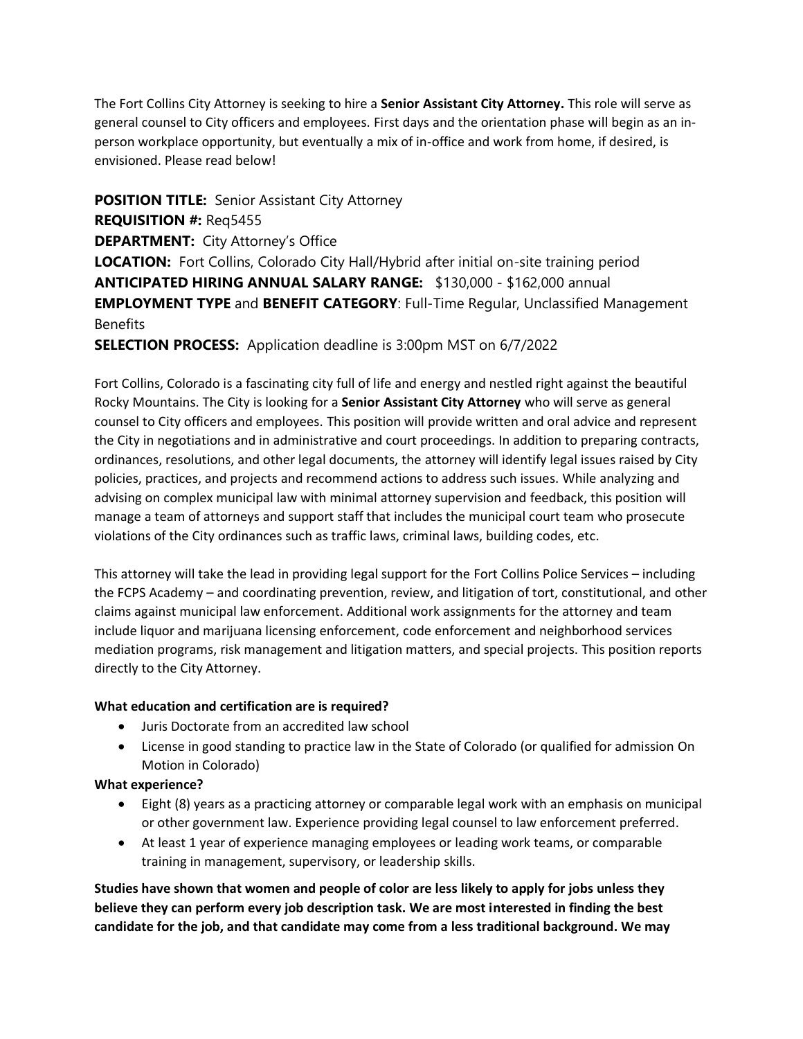The Fort Collins City Attorney is seeking to hire a **Senior Assistant City Attorney.** This role will serve as general counsel to City officers and employees. First days and the orientation phase will begin as an in-person workplace opportunity, but eventually a mix of in-office and work from home, if desired, is envisioned. Please read below!

**POSITION TITLE:** Senior Assistant City Attorney
**REQUISITION #:** Req5455
**DEPARTMENT:** City Attorney's Office
**LOCATION:** Fort Collins, Colorado City Hall/Hybrid after initial on-site training period
**ANTICIPATED HIRING ANNUAL SALARY RANGE:** $130,000 - $162,000 annual
**EMPLOYMENT TYPE** and **BENEFIT CATEGORY**: Full-Time Regular, Unclassified Management Benefits
**SELECTION PROCESS:** Application deadline is 3:00pm MST on 6/7/2022

Fort Collins, Colorado is a fascinating city full of life and energy and nestled right against the beautiful Rocky Mountains. The City is looking for a **Senior Assistant City Attorney** who will serve as general counsel to City officers and employees. This position will provide written and oral advice and represent the City in negotiations and in administrative and court proceedings. In addition to preparing contracts, ordinances, resolutions, and other legal documents, the attorney will identify legal issues raised by City policies, practices, and projects and recommend actions to address such issues. While analyzing and advising on complex municipal law with minimal attorney supervision and feedback, this position will manage a team of attorneys and support staff that includes the municipal court team who prosecute violations of the City ordinances such as traffic laws, criminal laws, building codes, etc.

This attorney will take the lead in providing legal support for the Fort Collins Police Services – including the FCPS Academy – and coordinating prevention, review, and litigation of tort, constitutional, and other claims against municipal law enforcement. Additional work assignments for the attorney and team include liquor and marijuana licensing enforcement, code enforcement and neighborhood services mediation programs, risk management and litigation matters, and special projects. This position reports directly to the City Attorney.

**What education and certification are is required?**

- Juris Doctorate from an accredited law school
- License in good standing to practice law in the State of Colorado (or qualified for admission On Motion in Colorado)

**What experience?**

- Eight (8) years as a practicing attorney or comparable legal work with an emphasis on municipal or other government law. Experience providing legal counsel to law enforcement preferred.
- At least 1 year of experience managing employees or leading work teams, or comparable training in management, supervisory, or leadership skills.

**Studies have shown that women and people of color are less likely to apply for jobs unless they believe they can perform every job description task. We are most interested in finding the best candidate for the job, and that candidate may come from a less traditional background. We may**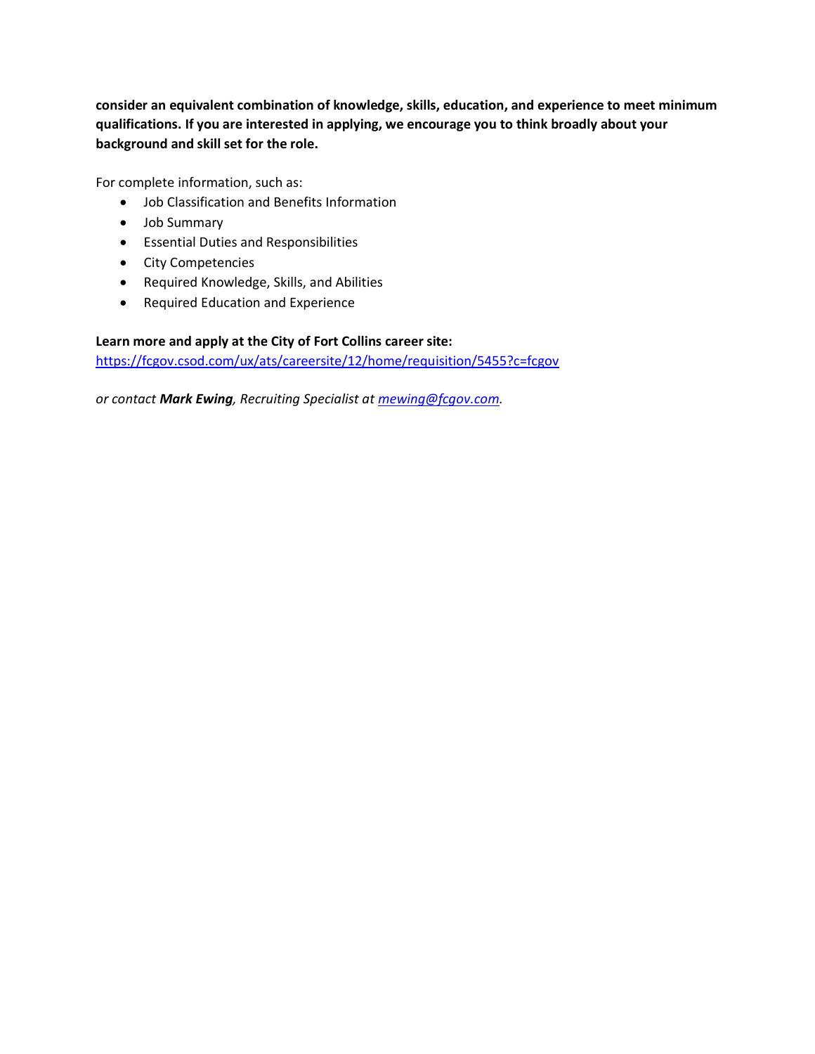**consider an equivalent combination of knowledge, skills, education, and experience to meet minimum qualifications. If you are interested in applying, we encourage you to think broadly about your background and skill set for the role.**

For complete information, such as:

- Job Classification and Benefits Information
- Job Summary
- Essential Duties and Responsibilities
- City Competencies
- Required Knowledge, Skills, and Abilities
- Required Education and Experience

**Learn more and apply at the City of Fort Collins career site:**
https://fcgov.csod.com/ux/ats/careersite/12/home/requisition/5455?c=fcgov

*or contact **Mark Ewing**, Recruiting Specialist at mewing@fcgov.com.*